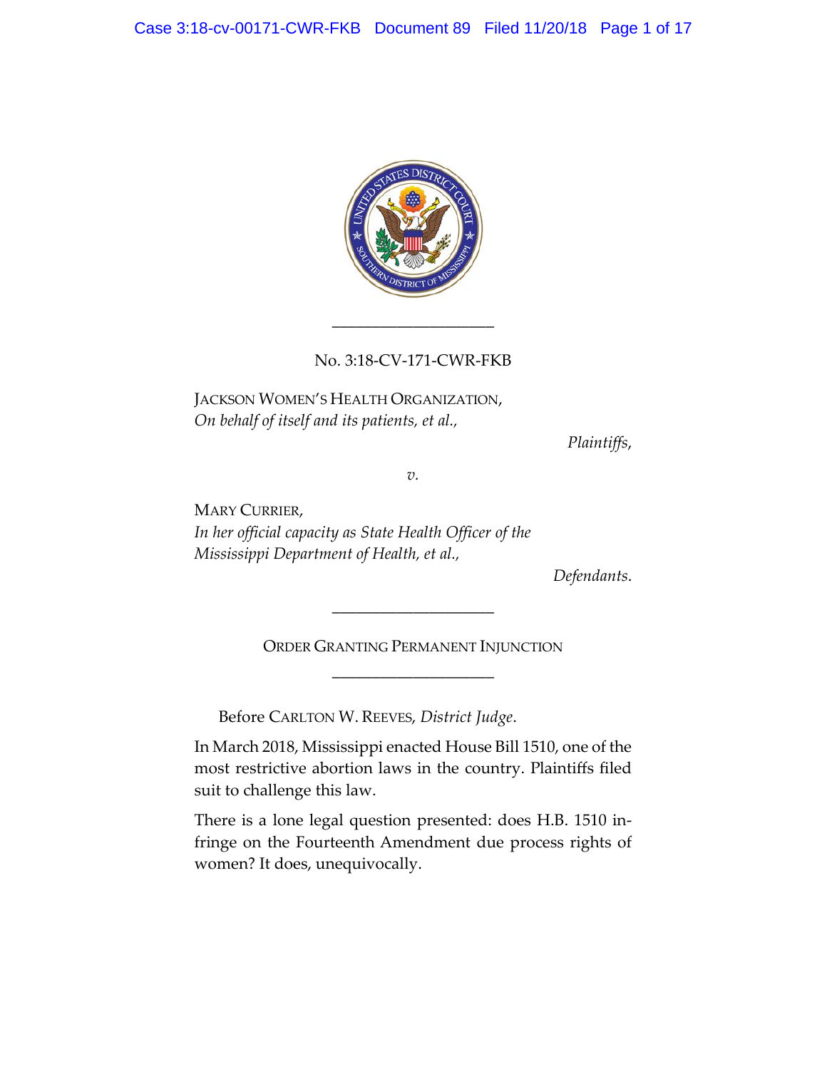No. 3:18-CV-171-CWR-FKB

JACKSON WOMEN'S HEALTH ORGANIZATION,
*On behalf of itself and its patients, et al.,*

*Plaintiffs,*

*v.*

MARY CURRIER,
*In her official capacity as State Health Officer of the Mississippi Department of Health, et al.,*

*Defendants.*

---

ORDER GRANTING PERMANENT INJUNCTION

---

Before CARLTON W. REEVES, *District Judge*.

In March 2018, Mississippi enacted House Bill 1510, one of the most restrictive abortion laws in the country. Plaintiffs filed suit to challenge this law.

There is a lone legal question presented: does H.B. 1510 infringe on the Fourteenth Amendment due process rights of women? It does, unequivocally.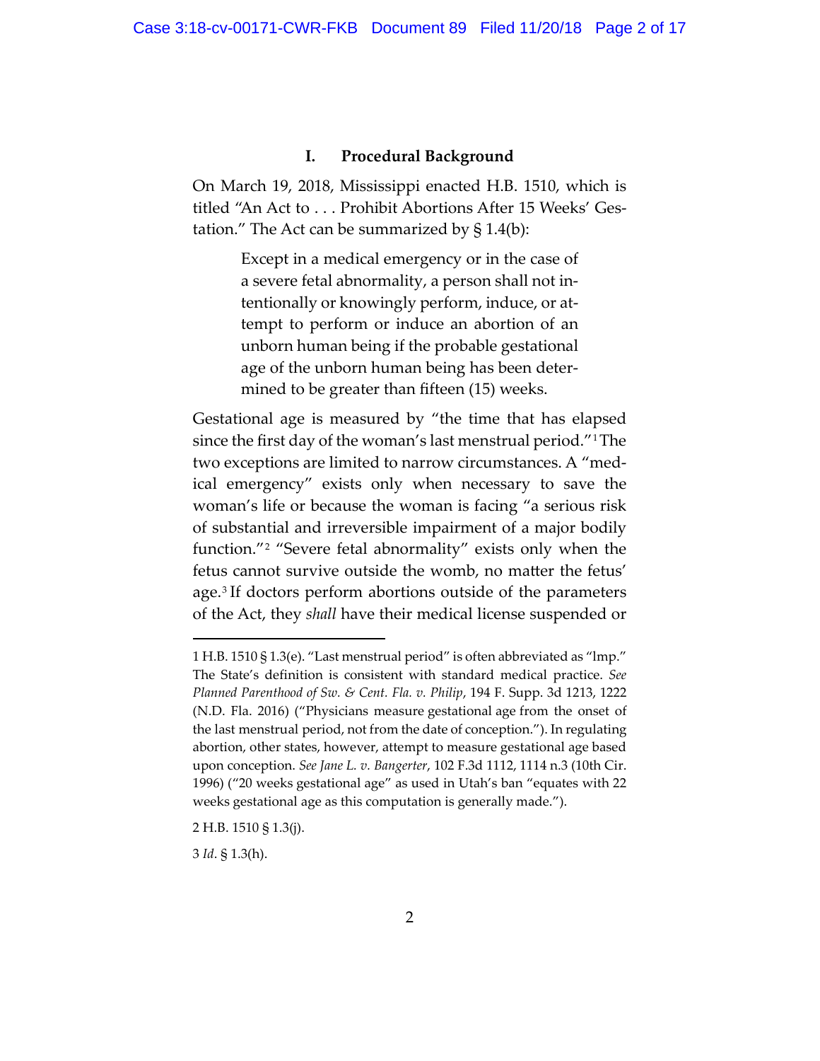## I. Procedural Background

On March 19, 2018, Mississippi enacted H.B. 1510, which is titled "An Act to . . . Prohibit Abortions After 15 Weeks' Gestation." The Act can be summarized by § 1.4(b):

> Except in a medical emergency or in the case of a severe fetal abnormality, a person shall not intentionally or knowingly perform, induce, or attempt to perform or induce an abortion of an unborn human being if the probable gestational age of the unborn human being has been determined to be greater than fifteen (15) weeks.

Gestational age is measured by "the time that has elapsed since the first day of the woman's last menstrual period."[1] The two exceptions are limited to narrow circumstances. A "medical emergency" exists only when necessary to save the woman's life or because the woman is facing "a serious risk of substantial and irreversible impairment of a major bodily function."[2] "Severe fetal abnormality" exists only when the fetus cannot survive outside the womb, no matter the fetus' age.[3] If doctors perform abortions outside of the parameters of the Act, they *shall* have their medical license suspended or

---

1 H.B. 1510 § 1.3(e). "Last menstrual period" is often abbreviated as "lmp." The State's definition is consistent with standard medical practice. *See Planned Parenthood of Sw. & Cent. Fla. v. Philip*, 194 F. Supp. 3d 1213, 1222 (N.D. Fla. 2016) ("Physicians measure gestational age from the onset of the last menstrual period, not from the date of conception."). In regulating abortion, other states, however, attempt to measure gestational age based upon conception. *See Jane L. v. Bangerter*, 102 F.3d 1112, 1114 n.3 (10th Cir. 1996) ("20 weeks gestational age" as used in Utah's ban "equates with 22 weeks gestational age as this computation is generally made.").

2 H.B. 1510 § 1.3(j).

3 *Id*. § 1.3(h).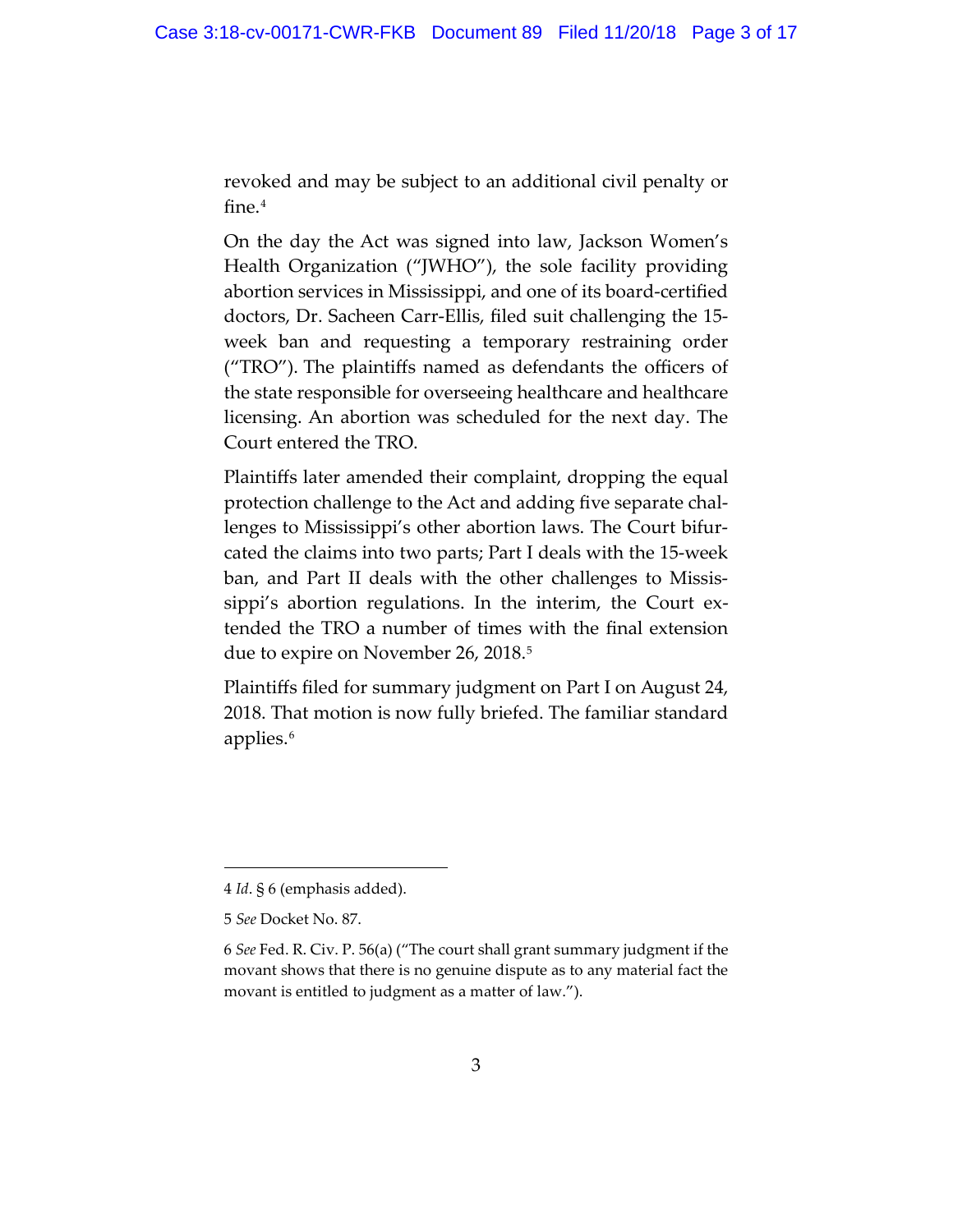revoked and may be subject to an additional civil penalty or fine.[4]

On the day the Act was signed into law, Jackson Women's Health Organization ("JWHO"), the sole facility providing abortion services in Mississippi, and one of its board-certified doctors, Dr. Sacheen Carr-Ellis, filed suit challenging the 15-week ban and requesting a temporary restraining order ("TRO"). The plaintiffs named as defendants the officers of the state responsible for overseeing healthcare and healthcare licensing. An abortion was scheduled for the next day. The Court entered the TRO.

Plaintiffs later amended their complaint, dropping the equal protection challenge to the Act and adding five separate challenges to Mississippi's other abortion laws. The Court bifurcated the claims into two parts; Part I deals with the 15-week ban, and Part II deals with the other challenges to Mississippi's abortion regulations. In the interim, the Court extended the TRO a number of times with the final extension due to expire on November 26, 2018.[5]

Plaintiffs filed for summary judgment on Part I on August 24, 2018. That motion is now fully briefed. The familiar standard applies.[6]

---

4 *Id*. § 6 (emphasis added).

5 *See* Docket No. 87.

6 *See* Fed. R. Civ. P. 56(a) ("The court shall grant summary judgment if the movant shows that there is no genuine dispute as to any material fact the movant is entitled to judgment as a matter of law.").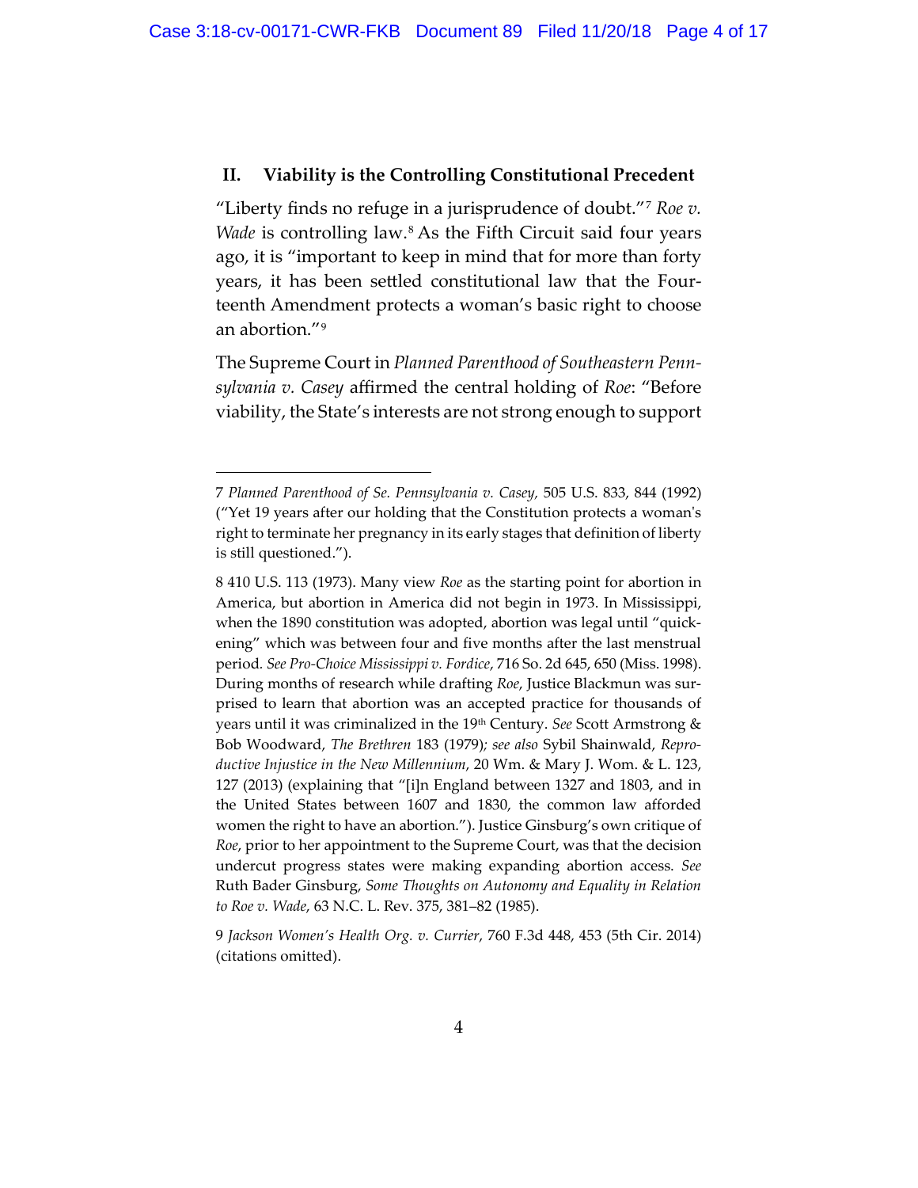## II. Viability is the Controlling Constitutional Precedent

"Liberty finds no refuge in a jurisprudence of doubt."[7] *Roe v. Wade* is controlling law.[8] As the Fifth Circuit said four years ago, it is "important to keep in mind that for more than forty years, it has been settled constitutional law that the Fourteenth Amendment protects a woman's basic right to choose an abortion."[9]

The Supreme Court in *Planned Parenthood of Southeastern Pennsylvania v. Casey* affirmed the central holding of *Roe*: "Before viability, the State's interests are not strong enough to support

---

7 *Planned Parenthood of Se. Pennsylvania v. Casey,* 505 U.S. 833, 844 (1992) ("Yet 19 years after our holding that the Constitution protects a woman's right to terminate her pregnancy in its early stages that definition of liberty is still questioned.").

8 410 U.S. 113 (1973). Many view *Roe* as the starting point for abortion in America, but abortion in America did not begin in 1973. In Mississippi, when the 1890 constitution was adopted, abortion was legal until "quickening" which was between four and five months after the last menstrual period. *See Pro-Choice Mississippi v. Fordice*, 716 So. 2d 645, 650 (Miss. 1998). During months of research while drafting *Roe*, Justice Blackmun was surprised to learn that abortion was an accepted practice for thousands of years until it was criminalized in the 19th Century. *See* Scott Armstrong & Bob Woodward, *The Brethren* 183 (1979); *see also* Sybil Shainwald, *Reproductive Injustice in the New Millennium*, 20 Wm. & Mary J. Wom. & L. 123, 127 (2013) (explaining that "[i]n England between 1327 and 1803, and in the United States between 1607 and 1830, the common law afforded women the right to have an abortion."). Justice Ginsburg's own critique of *Roe*, prior to her appointment to the Supreme Court, was that the decision undercut progress states were making expanding abortion access. *See* Ruth Bader Ginsburg, *Some Thoughts on Autonomy and Equality in Relation to Roe v. Wade*, 63 N.C. L. Rev. 375, 381–82 (1985).

9 *Jackson Women's Health Org. v. Currier*, 760 F.3d 448, 453 (5th Cir. 2014) (citations omitted).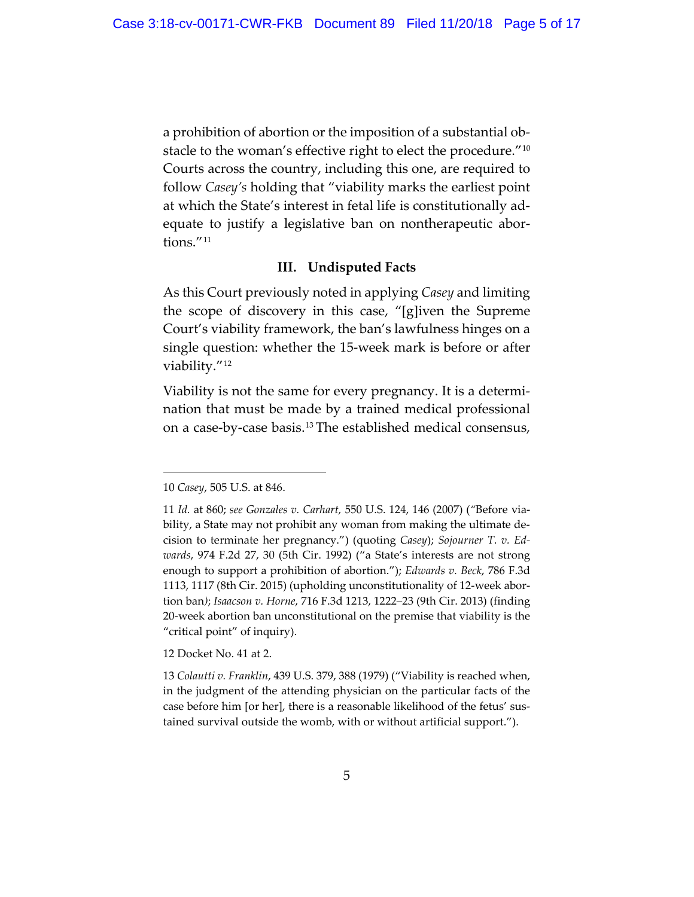a prohibition of abortion or the imposition of a substantial obstacle to the woman's effective right to elect the procedure."[10] Courts across the country, including this one, are required to follow *Casey's* holding that "viability marks the earliest point at which the State's interest in fetal life is constitutionally adequate to justify a legislative ban on nontherapeutic abortions."[11]

### III. Undisputed Facts

As this Court previously noted in applying *Casey* and limiting the scope of discovery in this case, "[g]iven the Supreme Court's viability framework, the ban's lawfulness hinges on a single question: whether the 15-week mark is before or after viability."[12]

Viability is not the same for every pregnancy. It is a determination that must be made by a trained medical professional on a case-by-case basis.[13] The established medical consensus,

---

10 *Casey*, 505 U.S. at 846.

11 *Id.* at 860; *see Gonzales v. Carhart,* 550 U.S. 124, 146 (2007) ("Before viability, a State may not prohibit any woman from making the ultimate decision to terminate her pregnancy.") (quoting *Casey*); *Sojourner T. v. Edwards*, 974 F.2d 27, 30 (5th Cir. 1992) ("a State's interests are not strong enough to support a prohibition of abortion."); *Edwards v. Beck*, 786 F.3d 1113, 1117 (8th Cir. 2015) (upholding unconstitutionality of 12-week abortion ban); *Isaacson v. Horne*, 716 F.3d 1213, 1222–23 (9th Cir. 2013) (finding 20-week abortion ban unconstitutional on the premise that viability is the "critical point" of inquiry).

12 Docket No. 41 at 2.

13 *Colautti v. Franklin*, 439 U.S. 379, 388 (1979) ("Viability is reached when, in the judgment of the attending physician on the particular facts of the case before him [or her], there is a reasonable likelihood of the fetus' sustained survival outside the womb, with or without artificial support.").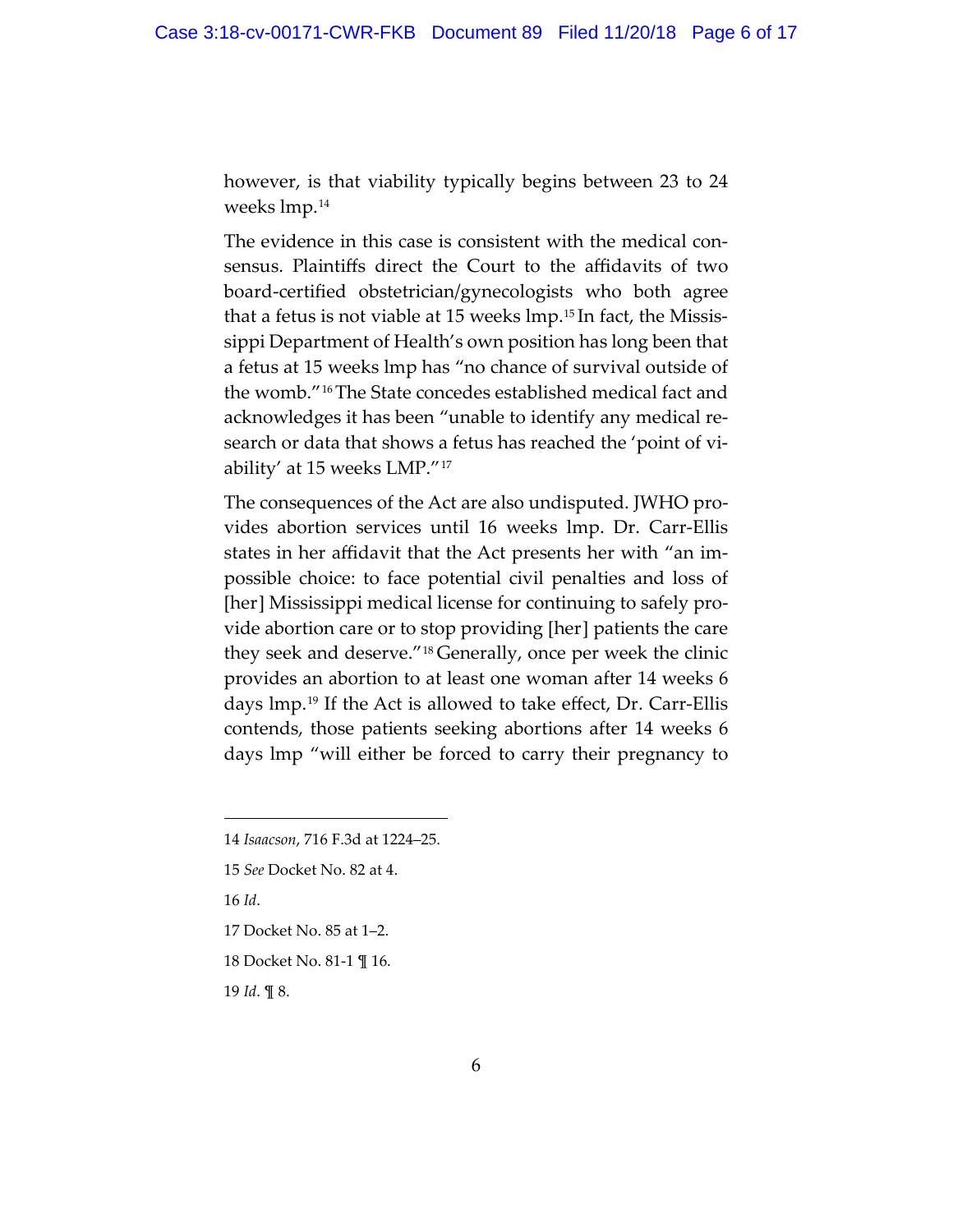however, is that viability typically begins between 23 to 24 weeks lmp.[14]

The evidence in this case is consistent with the medical consensus. Plaintiffs direct the Court to the affidavits of two board-certified obstetrician/gynecologists who both agree that a fetus is not viable at 15 weeks lmp.[15] In fact, the Mississippi Department of Health's own position has long been that a fetus at 15 weeks lmp has "no chance of survival outside of the womb."[16] The State concedes established medical fact and acknowledges it has been "unable to identify any medical research or data that shows a fetus has reached the 'point of viability' at 15 weeks LMP."[17]

The consequences of the Act are also undisputed. JWHO provides abortion services until 16 weeks lmp. Dr. Carr-Ellis states in her affidavit that the Act presents her with "an impossible choice: to face potential civil penalties and loss of [her] Mississippi medical license for continuing to safely provide abortion care or to stop providing [her] patients the care they seek and deserve."[18] Generally, once per week the clinic provides an abortion to at least one woman after 14 weeks 6 days lmp.[19] If the Act is allowed to take effect, Dr. Carr-Ellis contends, those patients seeking abortions after 14 weeks 6 days lmp "will either be forced to carry their pregnancy to

---

14 *Isaacson*, 716 F.3d at 1224–25.

15 *See* Docket No. 82 at 4.

16 *Id*.

17 Docket No. 85 at 1–2.

18 Docket No. 81-1 ¶ 16.

19 *Id*. ¶ 8.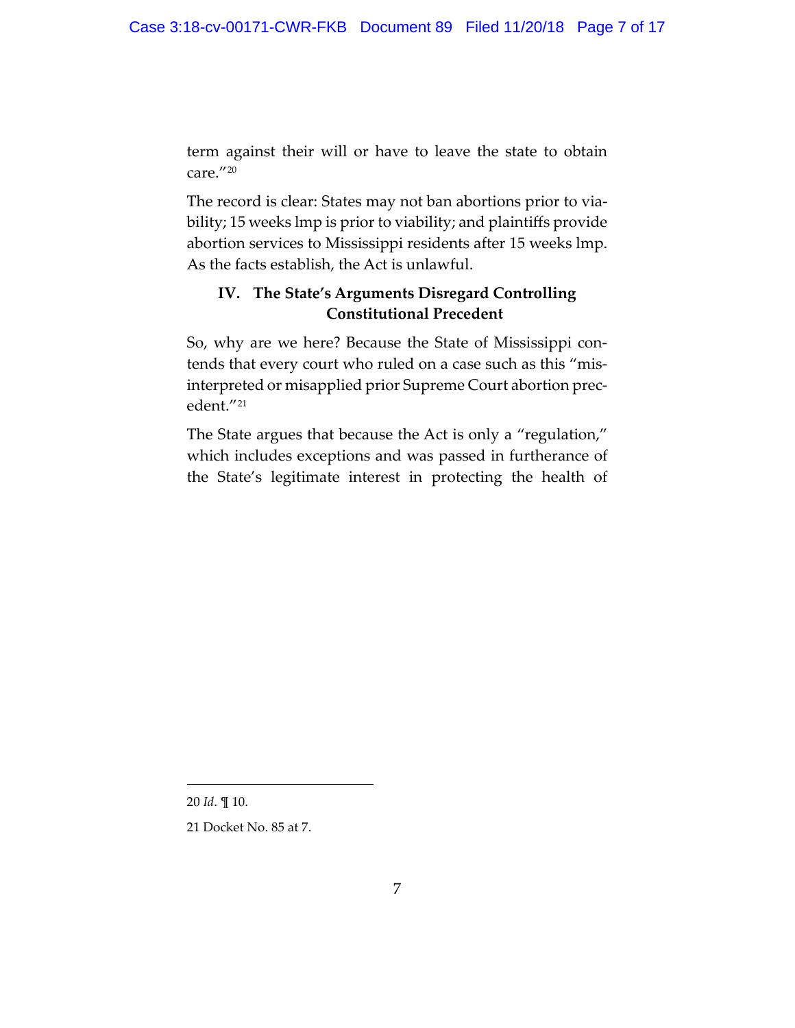term against their will or have to leave the state to obtain care."[20]

The record is clear: States may not ban abortions prior to viability; 15 weeks lmp is prior to viability; and plaintiffs provide abortion services to Mississippi residents after 15 weeks lmp. As the facts establish, the Act is unlawful.

## IV. The State's Arguments Disregard Controlling Constitutional Precedent

So, why are we here? Because the State of Mississippi contends that every court who ruled on a case such as this "misinterpreted or misapplied prior Supreme Court abortion precedent."[21]

The State argues that because the Act is only a "regulation," which includes exceptions and was passed in furtherance of the State's legitimate interest in protecting the health of

---

20 *Id*. ¶ 10.

21 Docket No. 85 at 7.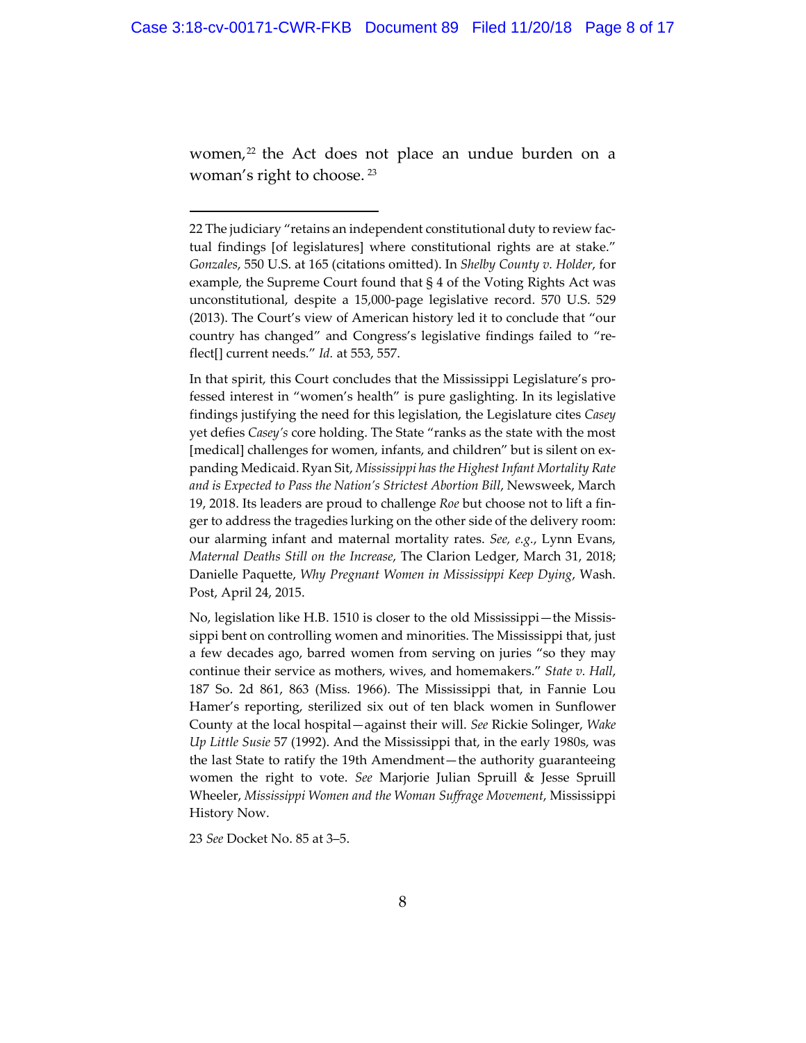women,[22] the Act does not place an undue burden on a woman's right to choose. [23]

---

[22] The judiciary "retains an independent constitutional duty to review factual findings [of legislatures] where constitutional rights are at stake." *Gonzales*, 550 U.S. at 165 (citations omitted). In *Shelby County v. Holder*, for example, the Supreme Court found that § 4 of the Voting Rights Act was unconstitutional, despite a 15,000-page legislative record. 570 U.S. 529 (2013). The Court's view of American history led it to conclude that "our country has changed" and Congress's legislative findings failed to "reflect[] current needs." *Id.* at 553, 557.

In that spirit, this Court concludes that the Mississippi Legislature's professed interest in "women's health" is pure gaslighting. In its legislative findings justifying the need for this legislation, the Legislature cites *Casey* yet defies *Casey's* core holding. The State "ranks as the state with the most [medical] challenges for women, infants, and children" but is silent on expanding Medicaid. Ryan Sit, *Mississippi has the Highest Infant Mortality Rate and is Expected to Pass the Nation's Strictest Abortion Bill*, Newsweek, March 19, 2018. Its leaders are proud to challenge *Roe* but choose not to lift a finger to address the tragedies lurking on the other side of the delivery room: our alarming infant and maternal mortality rates. *See, e.g.*, Lynn Evans, *Maternal Deaths Still on the Increase*, The Clarion Ledger, March 31, 2018; Danielle Paquette, *Why Pregnant Women in Mississippi Keep Dying*, Wash. Post, April 24, 2015.

No, legislation like H.B. 1510 is closer to the old Mississippi—the Mississippi bent on controlling women and minorities. The Mississippi that, just a few decades ago, barred women from serving on juries "so they may continue their service as mothers, wives, and homemakers." *State v. Hall*, 187 So. 2d 861, 863 (Miss. 1966). The Mississippi that, in Fannie Lou Hamer's reporting, sterilized six out of ten black women in Sunflower County at the local hospital—against their will. *See* Rickie Solinger, *Wake Up Little Susie* 57 (1992). And the Mississippi that, in the early 1980s, was the last State to ratify the 19th Amendment—the authority guaranteeing women the right to vote. *See* Marjorie Julian Spruill & Jesse Spruill Wheeler, *Mississippi Women and the Woman Suffrage Movement*, Mississippi History Now.

[23] *See* Docket No. 85 at 3–5.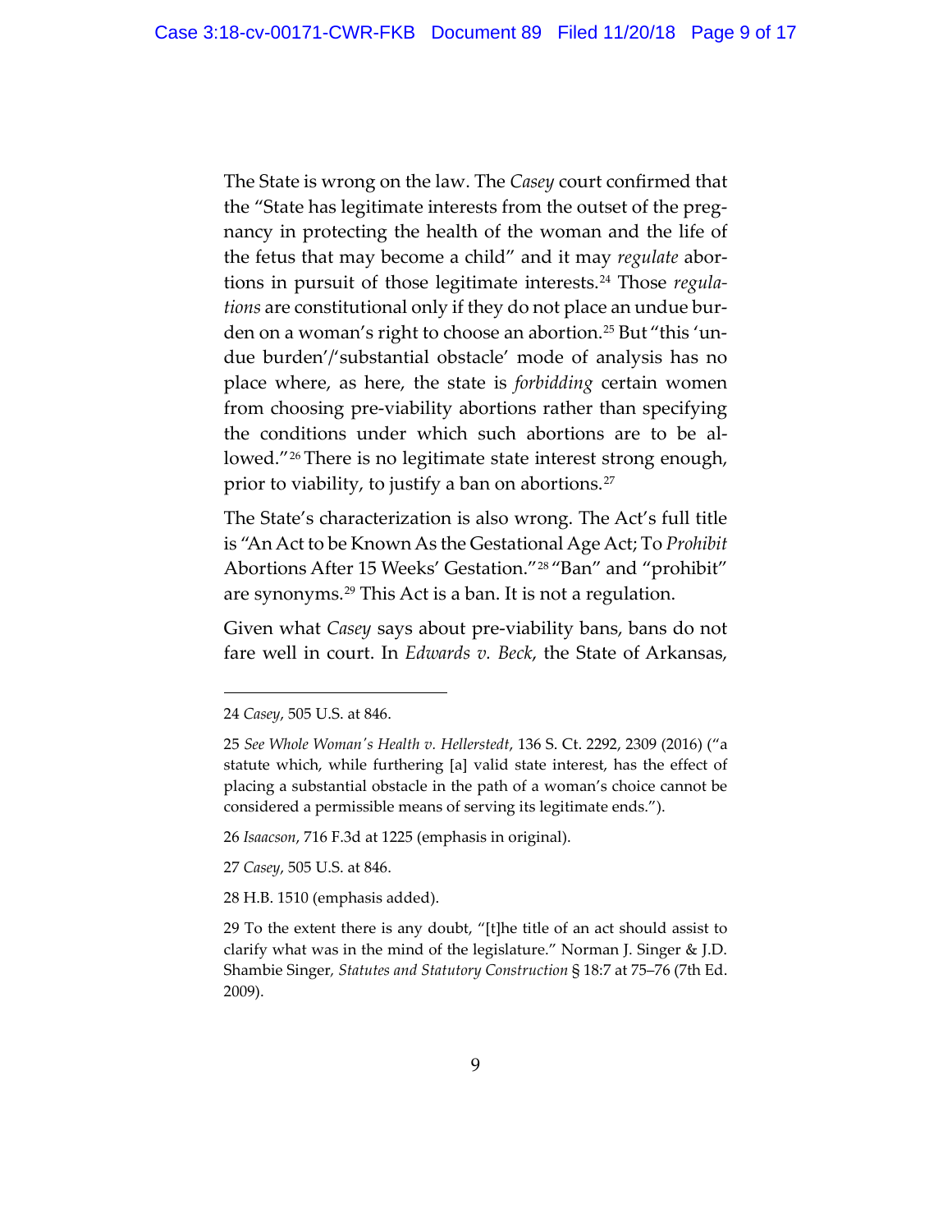The State is wrong on the law. The *Casey* court confirmed that the "State has legitimate interests from the outset of the pregnancy in protecting the health of the woman and the life of the fetus that may become a child" and it may *regulate* abortions in pursuit of those legitimate interests.[24] Those *regulations* are constitutional only if they do not place an undue burden on a woman's right to choose an abortion.[25] But "this 'undue burden'/'substantial obstacle' mode of analysis has no place where, as here, the state is *forbidding* certain women from choosing pre-viability abortions rather than specifying the conditions under which such abortions are to be allowed."[26] There is no legitimate state interest strong enough, prior to viability, to justify a ban on abortions.[27]

The State's characterization is also wrong. The Act's full title is "An Act to be Known As the Gestational Age Act; To *Prohibit* Abortions After 15 Weeks' Gestation."[28] "Ban" and "prohibit" are synonyms.[29] This Act is a ban. It is not a regulation.

Given what *Casey* says about pre-viability bans, bans do not fare well in court. In *Edwards v. Beck*, the State of Arkansas,

---

24 *Casey*, 505 U.S. at 846.

25 *See Whole Woman's Health v. Hellerstedt*, 136 S. Ct. 2292, 2309 (2016) ("a statute which, while furthering [a] valid state interest, has the effect of placing a substantial obstacle in the path of a woman's choice cannot be considered a permissible means of serving its legitimate ends.").

26 *Isaacson*, 716 F.3d at 1225 (emphasis in original).

27 *Casey*, 505 U.S. at 846.

28 H.B. 1510 (emphasis added).

29 To the extent there is any doubt, "[t]he title of an act should assist to clarify what was in the mind of the legislature." Norman J. Singer & J.D. Shambie Singer*, Statutes and Statutory Construction* § 18:7 at 75–76 (7th Ed. 2009).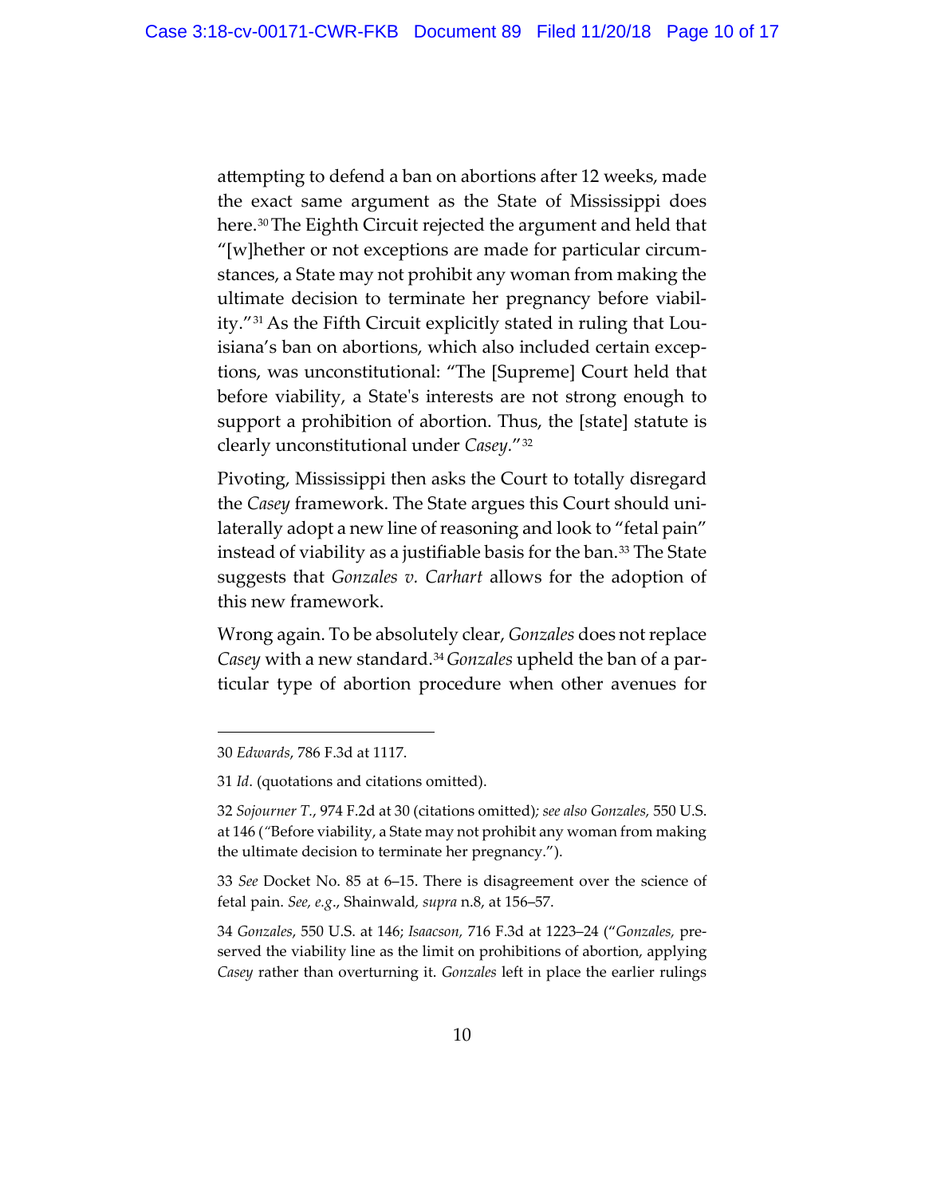attempting to defend a ban on abortions after 12 weeks, made the exact same argument as the State of Mississippi does here.[30] The Eighth Circuit rejected the argument and held that "[w]hether or not exceptions are made for particular circumstances, a State may not prohibit any woman from making the ultimate decision to terminate her pregnancy before viability."[31] As the Fifth Circuit explicitly stated in ruling that Louisiana's ban on abortions, which also included certain exceptions, was unconstitutional: "The [Supreme] Court held that before viability, a State's interests are not strong enough to support a prohibition of abortion. Thus, the [state] statute is clearly unconstitutional under *Casey*."[32]

Pivoting, Mississippi then asks the Court to totally disregard the *Casey* framework. The State argues this Court should unilaterally adopt a new line of reasoning and look to "fetal pain" instead of viability as a justifiable basis for the ban.[33] The State suggests that *Gonzales v. Carhart* allows for the adoption of this new framework.

Wrong again. To be absolutely clear, *Gonzales* does not replace *Casey* with a new standard.[34] *Gonzales* upheld the ban of a particular type of abortion procedure when other avenues for

---

30 *Edwards*, 786 F.3d at 1117.

31 *Id*. (quotations and citations omitted).

32 *Sojourner T.*, 974 F.2d at 30 (citations omitted); *see also Gonzales*, 550 U.S. at 146 ("Before viability, a State may not prohibit any woman from making the ultimate decision to terminate her pregnancy.").

33 *See* Docket No. 85 at 6–15. There is disagreement over the science of fetal pain. *See, e.g.*, Shainwald, *supra* n.8, at 156–57.

34 *Gonzales*, 550 U.S. at 146; *Isaacson*, 716 F.3d at 1223–24 ("*Gonzales*, preserved the viability line as the limit on prohibitions of abortion, applying *Casey* rather than overturning it. *Gonzales* left in place the earlier rulings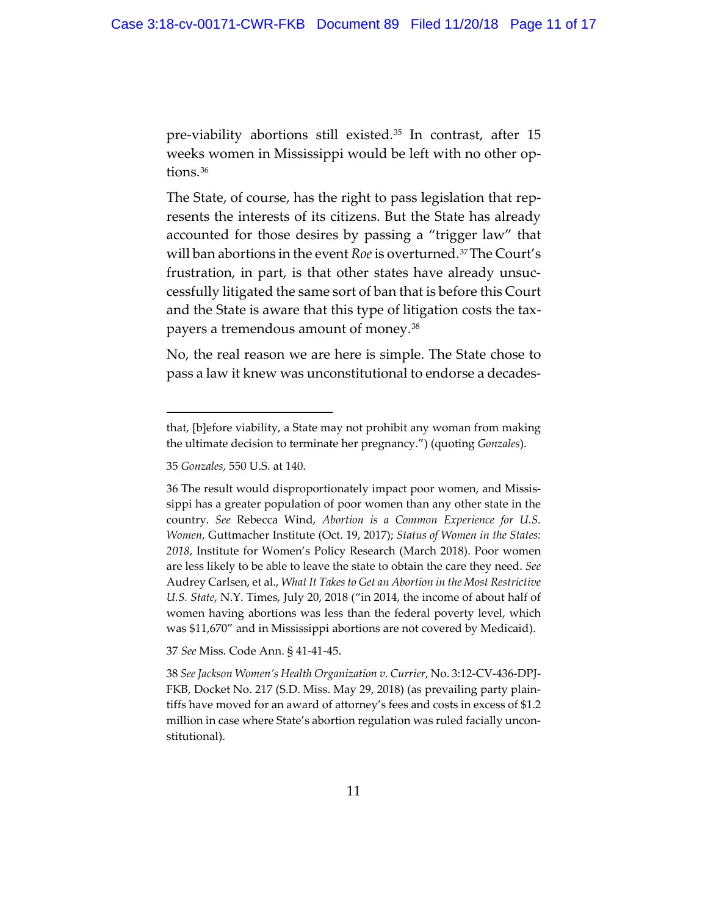pre-viability abortions still existed.[35] In contrast, after 15 weeks women in Mississippi would be left with no other options.[36]

The State, of course, has the right to pass legislation that represents the interests of its citizens. But the State has already accounted for those desires by passing a "trigger law" that will ban abortions in the event *Roe* is overturned.[37] The Court's frustration, in part, is that other states have already unsuccessfully litigated the same sort of ban that is before this Court and the State is aware that this type of litigation costs the taxpayers a tremendous amount of money.[38]

No, the real reason we are here is simple. The State chose to pass a law it knew was unconstitutional to endorse a decades-

---

that, [b]efore viability, a State may not prohibit any woman from making the ultimate decision to terminate her pregnancy.") (quoting *Gonzales*).

35 *Gonzales*, 550 U.S. at 140.

36 The result would disproportionately impact poor women, and Mississippi has a greater population of poor women than any other state in the country. *See* Rebecca Wind, *Abortion is a Common Experience for U.S. Women*, Guttmacher Institute (Oct. 19, 2017); *Status of Women in the States: 2018*, Institute for Women's Policy Research (March 2018). Poor women are less likely to be able to leave the state to obtain the care they need. *See* Audrey Carlsen, et al., *What It Takes to Get an Abortion in the Most Restrictive U.S. State*, N.Y. Times, July 20, 2018 ("in 2014, the income of about half of women having abortions was less than the federal poverty level, which was $11,670" and in Mississippi abortions are not covered by Medicaid).

37 *See* Miss. Code Ann. § 41-41-45.

38 *See Jackson Women's Health Organization v. Currier*, No. 3:12-CV-436-DPJ-FKB, Docket No. 217 (S.D. Miss. May 29, 2018) (as prevailing party plaintiffs have moved for an award of attorney's fees and costs in excess of $1.2 million in case where State's abortion regulation was ruled facially unconstitutional).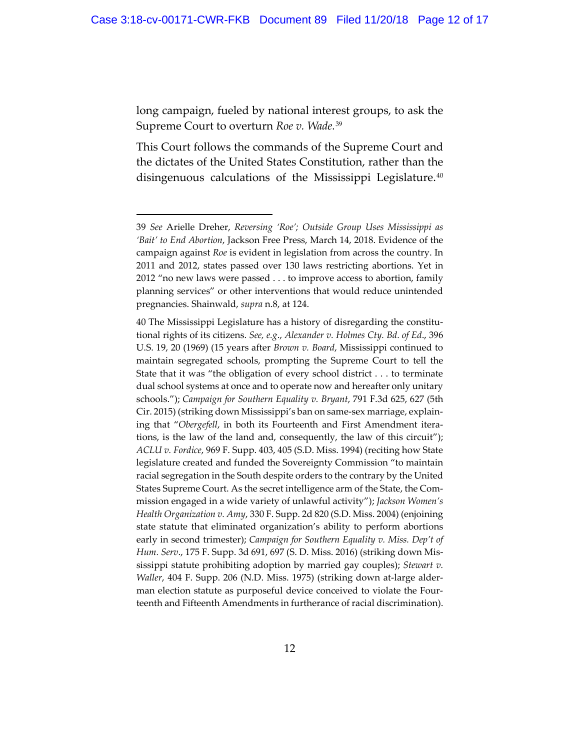long campaign, fueled by national interest groups, to ask the Supreme Court to overturn *Roe v. Wade.*[39]

This Court follows the commands of the Supreme Court and the dictates of the United States Constitution, rather than the disingenuous calculations of the Mississippi Legislature.[40]

---

39 *See* Arielle Dreher, *Reversing 'Roe'; Outside Group Uses Mississippi as 'Bait' to End Abortion*, Jackson Free Press, March 14, 2018. Evidence of the campaign against *Roe* is evident in legislation from across the country. In 2011 and 2012, states passed over 130 laws restricting abortions. Yet in 2012 "no new laws were passed . . . to improve access to abortion, family planning services" or other interventions that would reduce unintended pregnancies. Shainwald, *supra* n.8, at 124.

40 The Mississippi Legislature has a history of disregarding the constitutional rights of its citizens. *See, e.g.*, *Alexander v. Holmes Cty. Bd. of Ed*., 396 U.S. 19, 20 (1969) (15 years after *Brown v. Board*, Mississippi continued to maintain segregated schools, prompting the Supreme Court to tell the State that it was "the obligation of every school district . . . to terminate dual school systems at once and to operate now and hereafter only unitary schools."); *Campaign for Southern Equality v. Bryant*, 791 F.3d 625, 627 (5th Cir. 2015) (striking down Mississippi's ban on same-sex marriage, explaining that "*Obergefell*, in both its Fourteenth and First Amendment iterations, is the law of the land and, consequently, the law of this circuit"); *ACLU v. Fordice*, 969 F. Supp. 403, 405 (S.D. Miss. 1994) (reciting how State legislature created and funded the Sovereignty Commission "to maintain racial segregation in the South despite orders to the contrary by the United States Supreme Court. As the secret intelligence arm of the State, the Commission engaged in a wide variety of unlawful activity"); *Jackson Women's Health Organization v. Amy*, 330 F. Supp. 2d 820 (S.D. Miss. 2004) (enjoining state statute that eliminated organization's ability to perform abortions early in second trimester); *Campaign for Southern Equality v. Miss. Dep't of Hum. Serv*., 175 F. Supp. 3d 691, 697 (S. D. Miss. 2016) (striking down Mississippi statute prohibiting adoption by married gay couples); *Stewart v. Waller*, 404 F. Supp. 206 (N.D. Miss. 1975) (striking down at-large alderman election statute as purposeful device conceived to violate the Fourteenth and Fifteenth Amendments in furtherance of racial discrimination).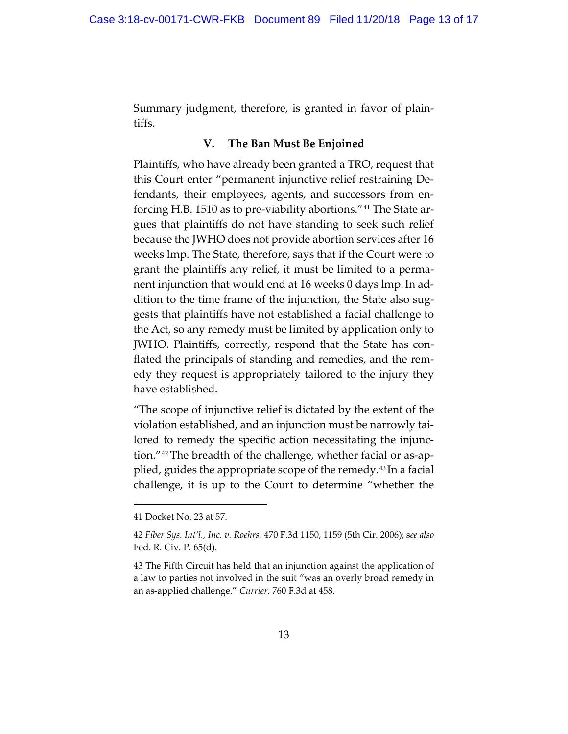Summary judgment, therefore, is granted in favor of plaintiffs.

## V. The Ban Must Be Enjoined

Plaintiffs, who have already been granted a TRO, request that this Court enter "permanent injunctive relief restraining Defendants, their employees, agents, and successors from enforcing H.B. 1510 as to pre-viability abortions."[41] The State argues that plaintiffs do not have standing to seek such relief because the JWHO does not provide abortion services after 16 weeks lmp. The State, therefore, says that if the Court were to grant the plaintiffs any relief, it must be limited to a permanent injunction that would end at 16 weeks 0 days lmp. In addition to the time frame of the injunction, the State also suggests that plaintiffs have not established a facial challenge to the Act, so any remedy must be limited by application only to JWHO. Plaintiffs, correctly, respond that the State has conflated the principals of standing and remedies, and the remedy they request is appropriately tailored to the injury they have established.

"The scope of injunctive relief is dictated by the extent of the violation established, and an injunction must be narrowly tailored to remedy the specific action necessitating the injunction."[42] The breadth of the challenge, whether facial or as-applied, guides the appropriate scope of the remedy.[43] In a facial challenge, it is up to the Court to determine "whether the

---

41 Docket No. 23 at 57.

42 *Fiber Sys. Int'l., Inc. v. Roehrs,* 470 F.3d 1150, 1159 (5th Cir. 2006); *see also* Fed. R. Civ. P. 65(d).

43 The Fifth Circuit has held that an injunction against the application of a law to parties not involved in the suit "was an overly broad remedy in an as-applied challenge." *Currier*, 760 F.3d at 458.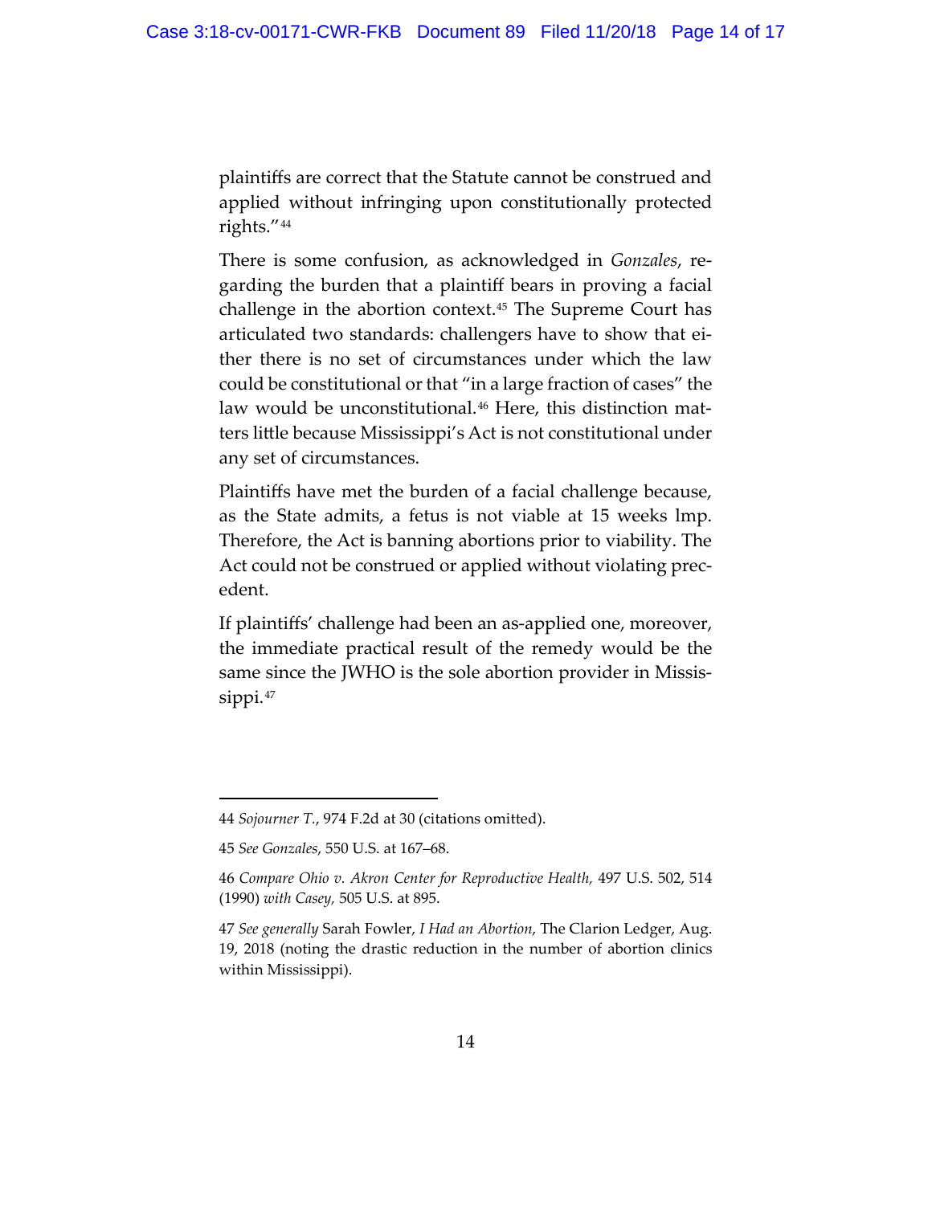plaintiffs are correct that the Statute cannot be construed and applied without infringing upon constitutionally protected rights."[44]

There is some confusion, as acknowledged in *Gonzales*, regarding the burden that a plaintiff bears in proving a facial challenge in the abortion context.[45] The Supreme Court has articulated two standards: challengers have to show that either there is no set of circumstances under which the law could be constitutional or that "in a large fraction of cases" the law would be unconstitutional.[46] Here, this distinction matters little because Mississippi's Act is not constitutional under any set of circumstances.

Plaintiffs have met the burden of a facial challenge because, as the State admits, a fetus is not viable at 15 weeks lmp. Therefore, the Act is banning abortions prior to viability. The Act could not be construed or applied without violating precedent.

If plaintiffs' challenge had been an as-applied one, moreover, the immediate practical result of the remedy would be the same since the JWHO is the sole abortion provider in Mississippi.[47]

---

44 *Sojourner T.*, 974 F.2d at 30 (citations omitted).

45 *See Gonzales*, 550 U.S. at 167–68.

46 *Compare Ohio v. Akron Center for Reproductive Health,* 497 U.S. 502, 514 (1990) *with Casey,* 505 U.S. at 895.

47 *See generally* Sarah Fowler, *I Had an Abortion*, The Clarion Ledger, Aug. 19, 2018 (noting the drastic reduction in the number of abortion clinics within Mississippi).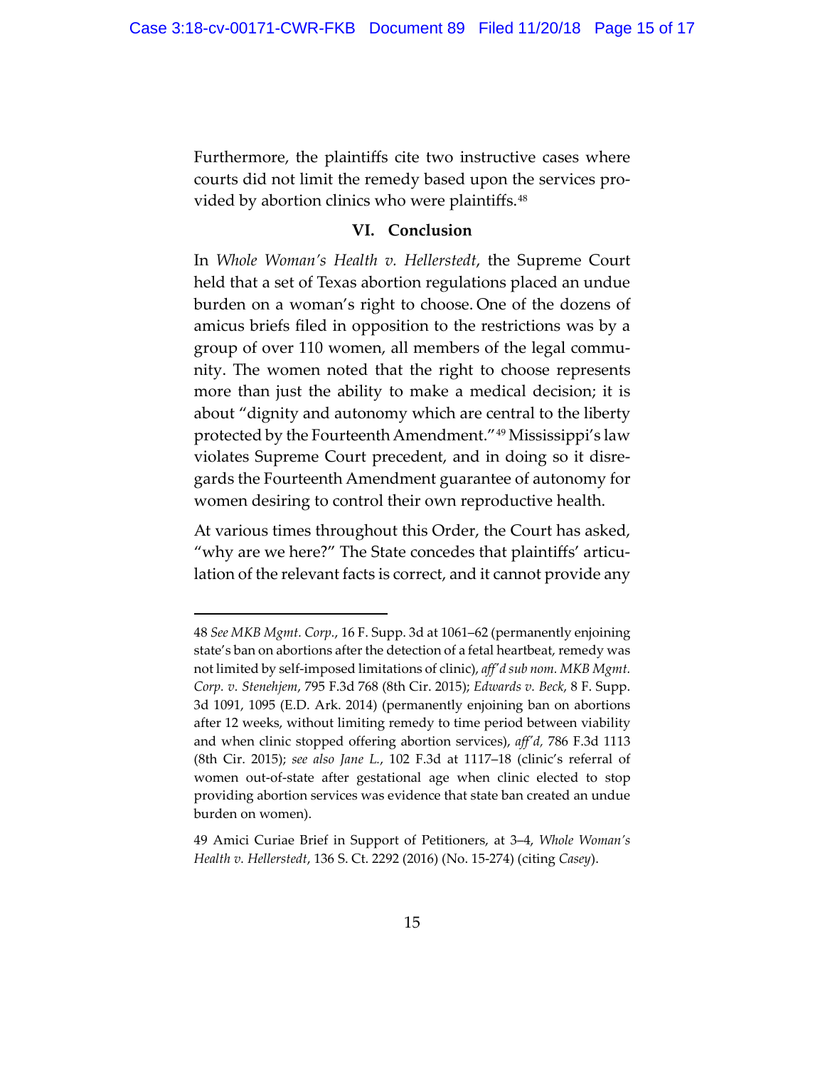Furthermore, the plaintiffs cite two instructive cases where courts did not limit the remedy based upon the services provided by abortion clinics who were plaintiffs.[48]

## VI. Conclusion

In *Whole Woman's Health v. Hellerstedt*, the Supreme Court held that a set of Texas abortion regulations placed an undue burden on a woman's right to choose. One of the dozens of amicus briefs filed in opposition to the restrictions was by a group of over 110 women, all members of the legal community. The women noted that the right to choose represents more than just the ability to make a medical decision; it is about "dignity and autonomy which are central to the liberty protected by the Fourteenth Amendment."[49] Mississippi's law violates Supreme Court precedent, and in doing so it disregards the Fourteenth Amendment guarantee of autonomy for women desiring to control their own reproductive health.

At various times throughout this Order, the Court has asked, "why are we here?" The State concedes that plaintiffs' articulation of the relevant facts is correct, and it cannot provide any

---

48 *See MKB Mgmt. Corp.*, 16 F. Supp. 3d at 1061–62 (permanently enjoining state's ban on abortions after the detection of a fetal heartbeat, remedy was not limited by self-imposed limitations of clinic), *aff'd sub nom. MKB Mgmt. Corp. v. Stenehjem*, 795 F.3d 768 (8th Cir. 2015); *Edwards v. Beck*, 8 F. Supp. 3d 1091, 1095 (E.D. Ark. 2014) (permanently enjoining ban on abortions after 12 weeks, without limiting remedy to time period between viability and when clinic stopped offering abortion services), *aff'd,* 786 F.3d 1113 (8th Cir. 2015); *see also Jane L.*, 102 F.3d at 1117–18 (clinic's referral of women out-of-state after gestational age when clinic elected to stop providing abortion services was evidence that state ban created an undue burden on women).

49 Amici Curiae Brief in Support of Petitioners, at 3–4, *Whole Woman's Health v. Hellerstedt*, 136 S. Ct. 2292 (2016) (No. 15-274) (citing *Casey*).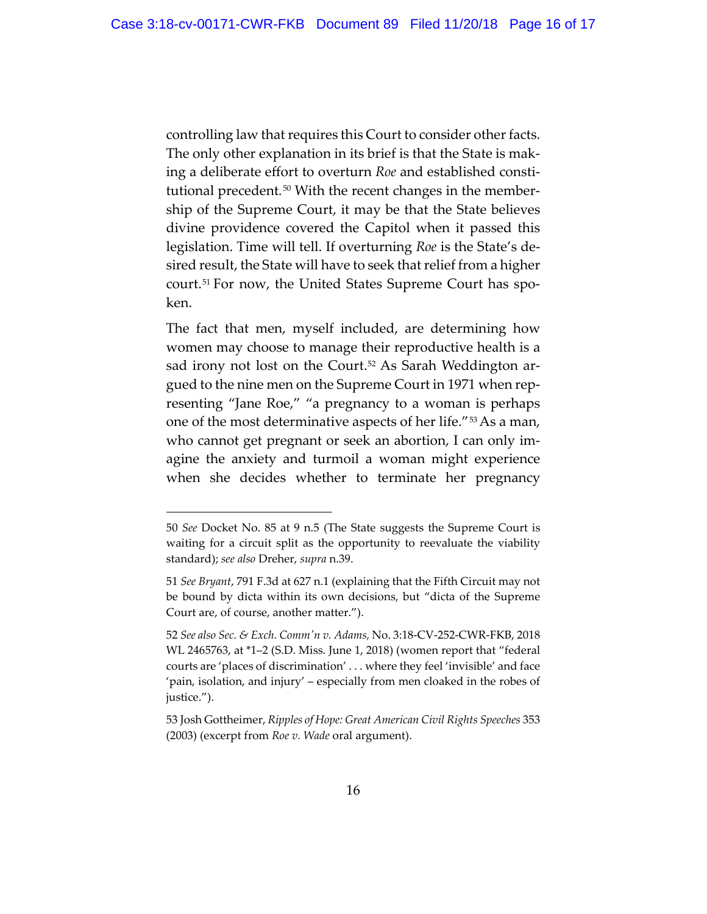controlling law that requires this Court to consider other facts. The only other explanation in its brief is that the State is making a deliberate effort to overturn *Roe* and established constitutional precedent.[50] With the recent changes in the membership of the Supreme Court, it may be that the State believes divine providence covered the Capitol when it passed this legislation. Time will tell. If overturning *Roe* is the State's desired result, the State will have to seek that relief from a higher court.[51] For now, the United States Supreme Court has spoken.

The fact that men, myself included, are determining how women may choose to manage their reproductive health is a sad irony not lost on the Court.[52] As Sarah Weddington argued to the nine men on the Supreme Court in 1971 when representing "Jane Roe," "a pregnancy to a woman is perhaps one of the most determinative aspects of her life."[53] As a man, who cannot get pregnant or seek an abortion, I can only imagine the anxiety and turmoil a woman might experience when she decides whether to terminate her pregnancy

---

50 *See* Docket No. 85 at 9 n.5 (The State suggests the Supreme Court is waiting for a circuit split as the opportunity to reevaluate the viability standard); *see also* Dreher, *supra* n.39.

51 *See Bryant*, 791 F.3d at 627 n.1 (explaining that the Fifth Circuit may not be bound by dicta within its own decisions, but "dicta of the Supreme Court are, of course, another matter.").

52 *See also Sec. & Exch. Comm'n v. Adams*, No. 3:18-CV-252-CWR-FKB, 2018 WL 2465763, at *1–2 (S.D. Miss. June 1, 2018) (women report that "federal courts are 'places of discrimination' . . . where they feel 'invisible' and face 'pain, isolation, and injury' – especially from men cloaked in the robes of justice.").

53 Josh Gottheimer, *Ripples of Hope: Great American Civil Rights Speeches* 353 (2003) (excerpt from *Roe v. Wade* oral argument).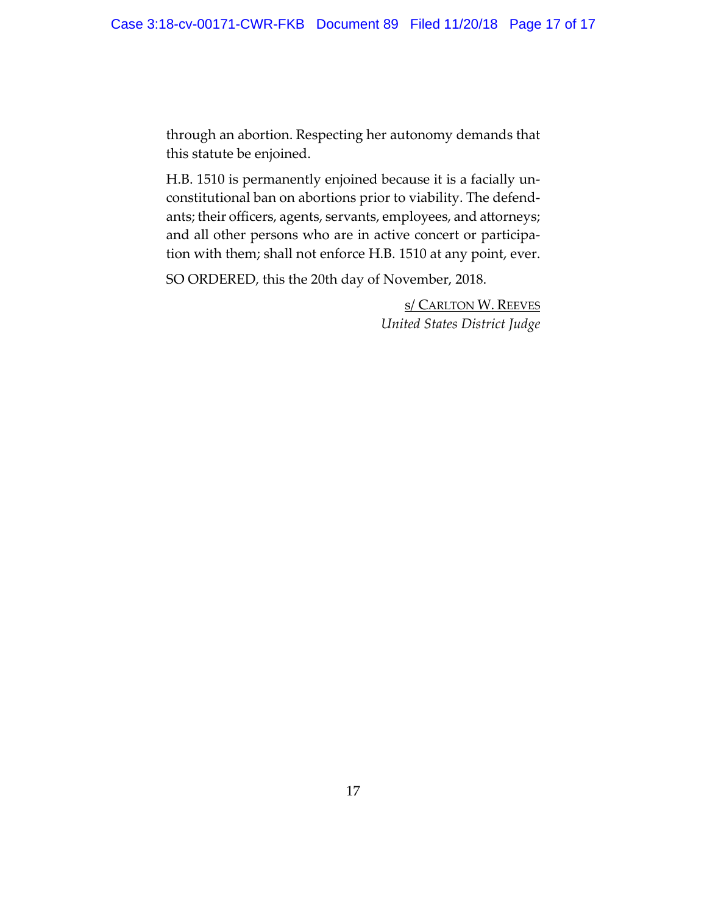through an abortion. Respecting her autonomy demands that this statute be enjoined.

H.B. 1510 is permanently enjoined because it is a facially unconstitutional ban on abortions prior to viability. The defendants; their officers, agents, servants, employees, and attorneys; and all other persons who are in active concert or participation with them; shall not enforce H.B. 1510 at any point, ever.

SO ORDERED, this the 20th day of November, 2018.

s/ CARLTON W. REEVES
*United States District Judge*